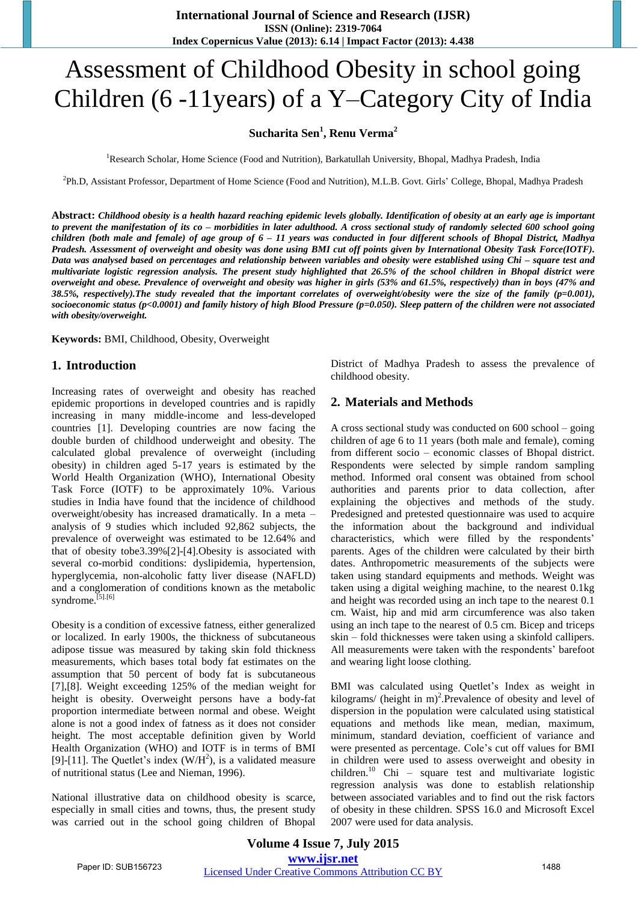# Assessment of Childhood Obesity in school going Children (6 -11years) of a Y–Category City of India

**Sucharita Sen[1], Renu Verma[2]**

[1]Research Scholar, Home Science (Food and Nutrition), Barkatullah University, Bhopal, Madhya Pradesh, India

[2]Ph.D, Assistant Professor, Department of Home Science (Food and Nutrition), M.L.B. Govt. Girls' College, Bhopal, Madhya Pradesh

**Abstract:** ***Childhood obesity is a health hazard reaching epidemic levels globally. Identification of obesity at an early age is important to prevent the manifestation of its co – morbidities in later adulthood. A cross sectional study of randomly selected 600 school going children (both male and female) of age group of 6 – 11 years was conducted in four different schools of Bhopal District, Madhya Pradesh. Assessment of overweight and obesity was done using BMI cut off points given by International Obesity Task Force(IOTF). Data was analysed based on percentages and relationship between variables and obesity were established using Chi – square test and multivariate logistic regression analysis. The present study highlighted that 26.5% of the school children in Bhopal district were overweight and obese. Prevalence of overweight and obesity was higher in girls (53% and 61.5%, respectively) than in boys (47% and 38.5%, respectively).The study revealed that the important correlates of overweight/obesity were the size of the family (p=0.001), socioeconomic status (p<0.0001) and family history of high Blood Pressure (p=0.050). Sleep pattern of the children were not associated with obesity/overweight.***

**Keywords:** BMI, Childhood, Obesity, Overweight

## 1. Introduction

Increasing rates of overweight and obesity has reached epidemic proportions in developed countries and is rapidly increasing in many middle-income and less-developed countries [1]. Developing countries are now facing the double burden of childhood underweight and obesity. The calculated global prevalence of overweight (including obesity) in children aged 5-17 years is estimated by the World Health Organization (WHO), International Obesity Task Force (IOTF) to be approximately 10%. Various studies in India have found that the incidence of childhood overweight/obesity has increased dramatically. In a meta – analysis of 9 studies which included 92,862 subjects, the prevalence of overweight was estimated to be 12.64% and that of obesity tobe3.39%[2]-[4].Obesity is associated with several co-morbid conditions: dyslipidemia, hypertension, hyperglycemia, non-alcoholic fatty liver disease (NAFLD) and a conglomeration of conditions known as the metabolic syndrome.[5],[6]

Obesity is a condition of excessive fatness, either generalized or localized. In early 1900s, the thickness of subcutaneous adipose tissue was measured by taking skin fold thickness measurements, which bases total body fat estimates on the assumption that 50 percent of body fat is subcutaneous [7],[8]. Weight exceeding 125% of the median weight for height is obesity. Overweight persons have a body-fat proportion intermediate between normal and obese. Weight alone is not a good index of fatness as it does not consider height. The most acceptable definition given by World Health Organization (WHO) and IOTF is in terms of BMI [9]-[11]. The Quetlet's index ($W/H^2$), is a validated measure of nutritional status (Lee and Nieman, 1996).

National illustrative data on childhood obesity is scarce, especially in small cities and towns, thus, the present study was carried out in the school going children of Bhopal District of Madhya Pradesh to assess the prevalence of childhood obesity.

## 2. Materials and Methods

A cross sectional study was conducted on 600 school – going children of age 6 to 11 years (both male and female), coming from different socio – economic classes of Bhopal district. Respondents were selected by simple random sampling method. Informed oral consent was obtained from school authorities and parents prior to data collection, after explaining the objectives and methods of the study. Predesigned and pretested questionnaire was used to acquire the information about the background and individual characteristics, which were filled by the respondents' parents. Ages of the children were calculated by their birth dates. Anthropometric measurements of the subjects were taken using standard equipments and methods. Weight was taken using a digital weighing machine, to the nearest 0.1kg and height was recorded using an inch tape to the nearest 0.1 cm. Waist, hip and mid arm circumference was also taken using an inch tape to the nearest of 0.5 cm. Bicep and triceps skin – fold thicknesses were taken using a skinfold callipers. All measurements were taken with the respondents' barefoot and wearing light loose clothing.

BMI was calculated using Quetlet's Index as weight in kilograms/ (height in m)$^2$.Prevalence of obesity and level of dispersion in the population were calculated using statistical equations and methods like mean, median, maximum, minimum, standard deviation, coefficient of variance and were presented as percentage. Cole's cut off values for BMI in children were used to assess overweight and obesity in children.[10] Chi – square test and multivariate logistic regression analysis was done to establish relationship between associated variables and to find out the risk factors of obesity in these children. SPSS 16.0 and Microsoft Excel 2007 were used for data analysis.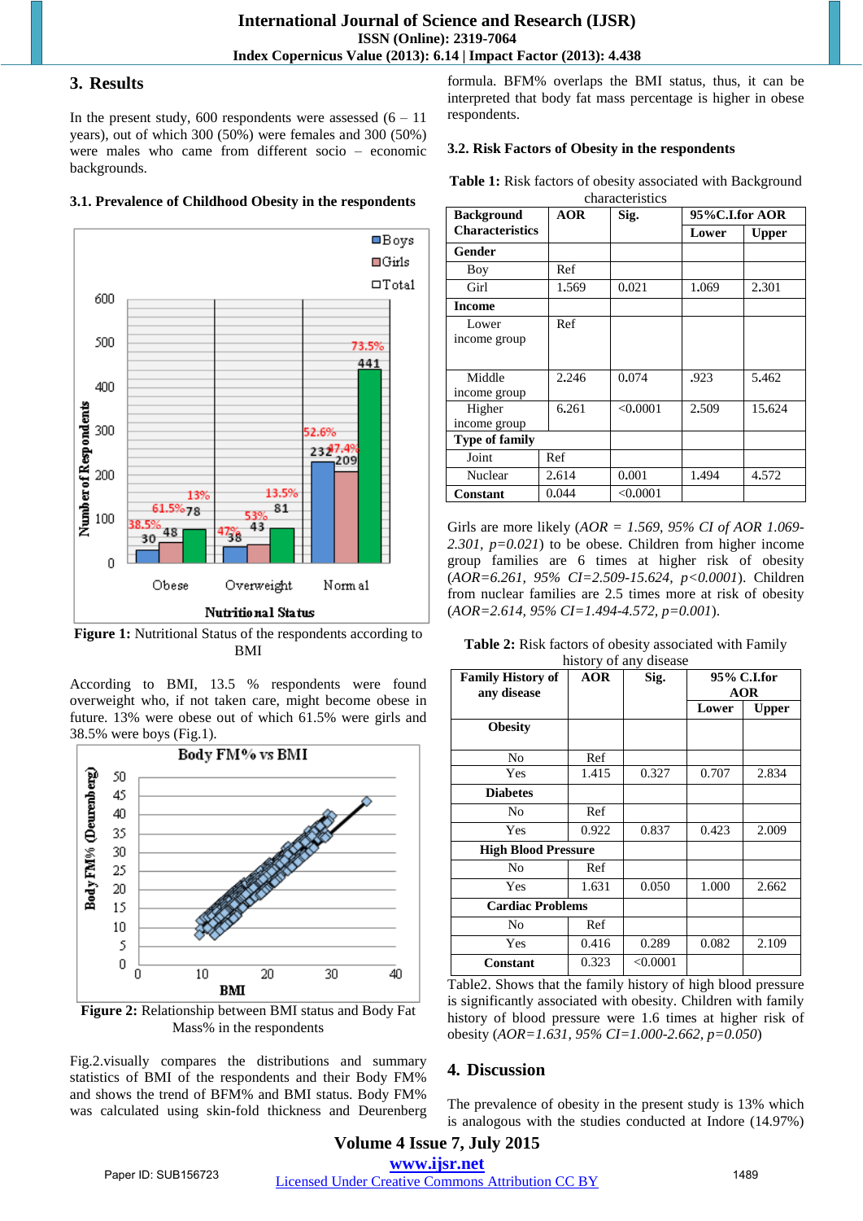## 3. Results

In the present study, 600 respondents were assessed (6 – 11 years), out of which 300 (50%) were females and 300 (50%) were males who came from different socio – economic backgrounds.

### 3.1. Prevalence of Childhood Obesity in the respondents

**Figure 1:** Nutritional Status of the respondents according to BMI

According to BMI, 13.5 % respondents were found overweight who, if not taken care, might become obese in future. 13% were obese out of which 61.5% were girls and 38.5% were boys (Fig.1).

**Figure 2:** Relationship between BMI status and Body Fat Mass% in the respondents

Fig.2.visually compares the distributions and summary statistics of BMI of the respondents and their Body FM% and shows the trend of BFM% and BMI status. Body FM% was calculated using skin-fold thickness and Deurenberg formula. BFM% overlaps the BMI status, thus, it can be interpreted that body fat mass percentage is higher in obese respondents.

### 3.2. Risk Factors of Obesity in the respondents

**Table 1:** Risk factors of obesity associated with Background characteristics

| Background Characteristics | AOR | Sig. | 95%C.I.for AOR | |
|---|---|---|---|---|
| | | | Lower | Upper |
| **Gender** | | | | |
| Boy | Ref | | | |
| Girl | 1.569 | 0.021 | 1.069 | 2.301 |
| **Income** | | | | |
| Lower income group | Ref | | | |
| Middle income group | 2.246 | 0.074 | .923 | 5.462 |
| Higher income group | 6.261 | <0.0001 | 2.509 | 15.624 |
| **Type of family** | | | | |
| Joint | Ref | | | |
| Nuclear | 2.614 | 0.001 | 1.494 | 4.572 |
| **Constant** | 0.044 | <0.0001 | | |

Girls are more likely (*AOR = 1.569, 95% CI of AOR 1.069-2.301, p=0.021*) to be obese. Children from higher income group families are 6 times at higher risk of obesity (*AOR=6.261, 95% CI=2.509-15.624, p<0.0001*). Children from nuclear families are 2.5 times more at risk of obesity (*AOR=2.614, 95% CI=1.494-4.572, p=0.001*).

**Table 2:** Risk factors of obesity associated with Family history of any disease

| Family History of any disease | AOR | Sig. | 95% C.I.for AOR | |
|---|---|---|---|---|
| | | | Lower | Upper |
| **Obesity** | | | | |
| No | Ref | | | |
| Yes | 1.415 | 0.327 | 0.707 | 2.834 |
| **Diabetes** | | | | |
| No | Ref | | | |
| Yes | 0.922 | 0.837 | 0.423 | 2.009 |
| **High Blood Pressure** | | | | |
| No | Ref | | | |
| Yes | 1.631 | 0.050 | 1.000 | 2.662 |
| **Cardiac Problems** | | | | |
| No | Ref | | | |
| Yes | 0.416 | 0.289 | 0.082 | 2.109 |
| **Constant** | 0.323 | <0.0001 | | |

Table2. Shows that the family history of high blood pressure is significantly associated with obesity. Children with family history of blood pressure were 1.6 times at higher risk of obesity (*AOR=1.631, 95% CI=1.000-2.662, p=0.050*)

## 4. Discussion

The prevalence of obesity in the present study is 13% which is analogous with the studies conducted at Indore (14.97%)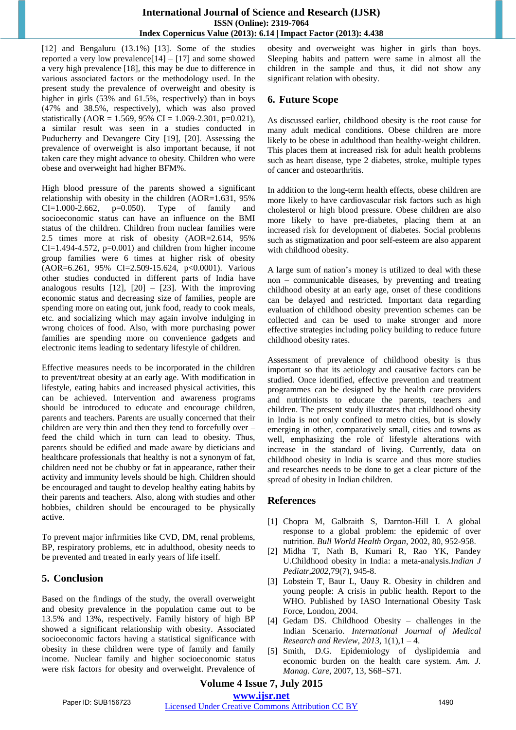[12] and Bengaluru (13.1%) [13]. Some of the studies reported a very low prevalence[14] – [17] and some showed a very high prevalence [18], this may be due to difference in various associated factors or the methodology used. In the present study the prevalence of overweight and obesity is higher in girls (53% and 61.5%, respectively) than in boys (47% and 38.5%, respectively), which was also proved statistically (AOR = 1.569, 95% CI = 1.069-2.301, p=0.021), a similar result was seen in a studies conducted in Puducherry and Devangere City [19], [20]. Assessing the prevalence of overweight is also important because, if not taken care they might advance to obesity. Children who were obese and overweight had higher BFM%.

High blood pressure of the parents showed a significant relationship with obesity in the children (AOR=1.631, 95% CI=1.000-2.662, p=0.050). Type of family and socioeconomic status can have an influence on the BMI status of the children. Children from nuclear families were 2.5 times more at risk of obesity (AOR=2.614, 95% CI=1.494-4.572, p=0.001) and children from higher income group families were 6 times at higher risk of obesity (AOR=6.261, 95% CI=2.509-15.624, p<0.0001). Various other studies conducted in different parts of India have analogous results [12], [20] – [23]. With the improving economic status and decreasing size of families, people are spending more on eating out, junk food, ready to cook meals, etc. and socializing which may again involve indulging in wrong choices of food. Also, with more purchasing power families are spending more on convenience gadgets and electronic items leading to sedentary lifestyle of children.

Effective measures needs to be incorporated in the children to prevent/treat obesity at an early age. With modification in lifestyle, eating habits and increased physical activities, this can be achieved. Intervention and awareness programs should be introduced to educate and encourage children, parents and teachers. Parents are usually concerned that their children are very thin and then they tend to forcefully over – feed the child which in turn can lead to obesity. Thus, parents should be edified and made aware by dieticians and healthcare professionals that healthy is not a synonym of fat, children need not be chubby or fat in appearance, rather their activity and immunity levels should be high. Children should be encouraged and taught to develop healthy eating habits by their parents and teachers. Also, along with studies and other hobbies, children should be encouraged to be physically active.

To prevent major infirmities like CVD, DM, renal problems, BP, respiratory problems, etc in adulthood, obesity needs to be prevented and treated in early years of life itself.

## 5. Conclusion

Based on the findings of the study, the overall overweight and obesity prevalence in the population came out to be 13.5% and 13%, respectively. Family history of high BP showed a significant relationship with obesity. Associated socioeconomic factors having a statistical significance with obesity in these children were type of family and family income. Nuclear family and higher socioeconomic status were risk factors for obesity and overweight. Prevalence of obesity and overweight was higher in girls than boys. Sleeping habits and pattern were same in almost all the children in the sample and thus, it did not show any significant relation with obesity.

## 6. Future Scope

As discussed earlier, childhood obesity is the root cause for many adult medical conditions. Obese children are more likely to be obese in adulthood than healthy-weight children. This places them at increased risk for adult health problems such as heart disease, type 2 diabetes, stroke, multiple types of cancer and osteoarthritis.

In addition to the long-term health effects, obese children are more likely to have cardiovascular risk factors such as high cholesterol or high blood pressure. Obese children are also more likely to have pre-diabetes, placing them at an increased risk for development of diabetes. Social problems such as stigmatization and poor self-esteem are also apparent with childhood obesity.

A large sum of nation's money is utilized to deal with these non – communicable diseases, by preventing and treating childhood obesity at an early age, onset of these conditions can be delayed and restricted. Important data regarding evaluation of childhood obesity prevention schemes can be collected and can be used to make stronger and more effective strategies including policy building to reduce future childhood obesity rates.

Assessment of prevalence of childhood obesity is thus important so that its aetiology and causative factors can be studied. Once identified, effective prevention and treatment programmes can be designed by the health care providers and nutritionists to educate the parents, teachers and children. The present study illustrates that childhood obesity in India is not only confined to metro cities, but is slowly emerging in other, comparatively small, cities and towns as well, emphasizing the role of lifestyle alterations with increase in the standard of living. Currently, data on childhood obesity in India is scarce and thus more studies and researches needs to be done to get a clear picture of the spread of obesity in Indian children.

## References

[1] Chopra M, Galbraith S, Darnton-Hill I. A global response to a global problem: the epidemic of over nutrition. *Bull World Health Organ*, 2002, 80, 952-958.

[2] Midha T, Nath B, Kumari R, Rao YK, Pandey U.Childhood obesity in India: a meta-analysis.*Indian J Pediatr,2002*,79(7), 945-8.

[3] Lobstein T, Baur L, Uauy R. Obesity in children and young people: A crisis in public health. Report to the WHO. Published by IASO International Obesity Task Force, London, 2004.

[4] Gedam DS. Childhood Obesity – challenges in the Indian Scenario. *International Journal of Medical Research and Review, 2013*, 1(1),1 – 4.

[5] Smith, D.G. Epidemiology of dyslipidemia and economic burden on the health care system. *Am. J. Manag. Care*, 2007, 13, S68–S71.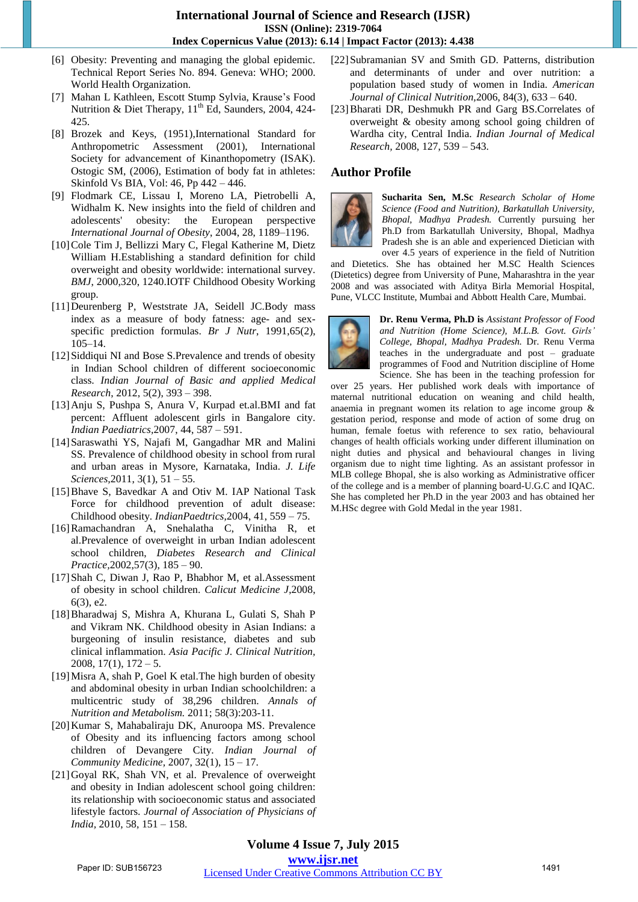[6] Obesity: Preventing and managing the global epidemic. Technical Report Series No. 894. Geneva: WHO; 2000. World Health Organization.

[7] Mahan L Kathleen, Escott Stump Sylvia, Krause's Food Nutrition & Diet Therapy, 11th Ed, Saunders, 2004, 424-425.

[8] Brozek and Keys, (1951),International Standard for Anthropometric Assessment (2001), International Society for advancement of Kinanthopometry (ISAK). Ostogic SM, (2006), Estimation of body fat in athletes: Skinfold Vs BIA, Vol: 46, Pp 442 – 446.

[9] Flodmark CE, Lissau I, Moreno LA, Pietrobelli A, Widhalm K. New insights into the field of children and adolescents' obesity: the European perspective *International Journal of Obesity*, 2004, 28, 1189–1196.

[10] Cole Tim J, Bellizzi Mary C, Flegal Katherine M, Dietz William H.Establishing a standard definition for child overweight and obesity worldwide: international survey. *BMJ*, 2000,320, 1240.IOTF Childhood Obesity Working group.

[11] Deurenberg P, Weststrate JA, Seidell JC.Body mass index as a measure of body fatness: age- and sex-specific prediction formulas. *Br J Nutr*, 1991,65(2), 105–14.

[12] Siddiqui NI and Bose S.Prevalence and trends of obesity in Indian School children of different socioeconomic class. *Indian Journal of Basic and applied Medical Research*, 2012, 5(2), 393 – 398.

[13] Anju S, Pushpa S, Anura V, Kurpad et.al.BMI and fat percent: Affluent adolescent girls in Bangalore city. *Indian Paediatrics*,2007, 44, 587 – 591.

[14] Saraswathi YS, Najafi M, Gangadhar MR and Malini SS. Prevalence of childhood obesity in school from rural and urban areas in Mysore, Karnataka, India. *J. Life Sciences*,2011, 3(1), 51 – 55.

[15] Bhave S, Bavedkar A and Otiv M. IAP National Task Force for childhood prevention of adult disease: Childhood obesity. *IndianPaedtrics*,2004, 41, 559 – 75.

[16] Ramachandran A, Snehalatha C, Vinitha R, et al.Prevalence of overweight in urban Indian adolescent school children, *Diabetes Research and Clinical Practice*,2002,57(3), 185 – 90.

[17] Shah C, Diwan J, Rao P, Bhabhor M, et al.Assessment of obesity in school children. *Calicut Medicine J*,2008, 6(3), e2.

[18] Bharadwaj S, Mishra A, Khurana L, Gulati S, Shah P and Vikram NK. Childhood obesity in Asian Indians: a burgeoning of insulin resistance, diabetes and sub clinical inflammation. *Asia Pacific J. Clinical Nutrition*, 2008, 17(1), 172 – 5.

[19] Misra A, shah P, Goel K etal.The high burden of obesity and abdominal obesity in urban Indian schoolchildren: a multicentric study of 38,296 children. *Annals of Nutrition and Metabolism.* 2011; 58(3):203-11.

[20] Kumar S, Mahabaliraju DK, Anuroopa MS. Prevalence of Obesity and its influencing factors among school children of Devangere City. *Indian Journal of Community Medicine*, 2007, 32(1), 15 – 17.

[21] Goyal RK, Shah VN, et al. Prevalence of overweight and obesity in Indian adolescent school going children: its relationship with socioeconomic status and associated lifestyle factors. *Journal of Association of Physicians of India*, 2010, 58, 151 – 158.

[22] Subramanian SV and Smith GD. Patterns, distribution and determinants of under and over nutrition: a population based study of women in India. *American Journal of Clinical Nutrition*,2006, 84(3), 633 – 640.

[23] Bharati DR, Deshmukh PR and Garg BS.Correlates of overweight & obesity among school going children of Wardha city, Central India. *Indian Journal of Medical Research*, 2008, 127, 539 – 543.

## Author Profile

**Sucharita Sen, M.Sc** *Research Scholar of Home Science (Food and Nutrition), Barkatullah University, Bhopal, Madhya Pradesh.* Currently pursuing her Ph.D from Barkatullah University, Bhopal, Madhya Pradesh she is an able and experienced Dietician with over 4.5 years of experience in the field of Nutrition and Dietetics. She has obtained her M.SC Health Sciences (Dietetics) degree from University of Pune, Maharashtra in the year 2008 and was associated with Aditya Birla Memorial Hospital, Pune, VLCC Institute, Mumbai and Abbott Health Care, Mumbai.

**Dr. Renu Verma, Ph.D is** *Assistant Professor of Food and Nutrition (Home Science), M.L.B. Govt. Girls' College, Bhopal, Madhya Pradesh.* Dr. Renu Verma teaches in the undergraduate and post – graduate programmes of Food and Nutrition discipline of Home Science. She has been in the teaching profession for over 25 years. Her published work deals with importance of maternal nutritional education on weaning and child health, anaemia in pregnant women its relation to age income group & gestation period, response and mode of action of some drug on human, female foetus with reference to sex ratio, behavioural changes of health officials working under different illumination on night duties and physical and behavioural changes in living organism due to night time lighting. As an assistant professor in MLB college Bhopal, she is also working as Administrative officer of the college and is a member of planning board-U.G.C and IQAC. She has completed her Ph.D in the year 2003 and has obtained her M.HSc degree with Gold Medal in the year 1981.